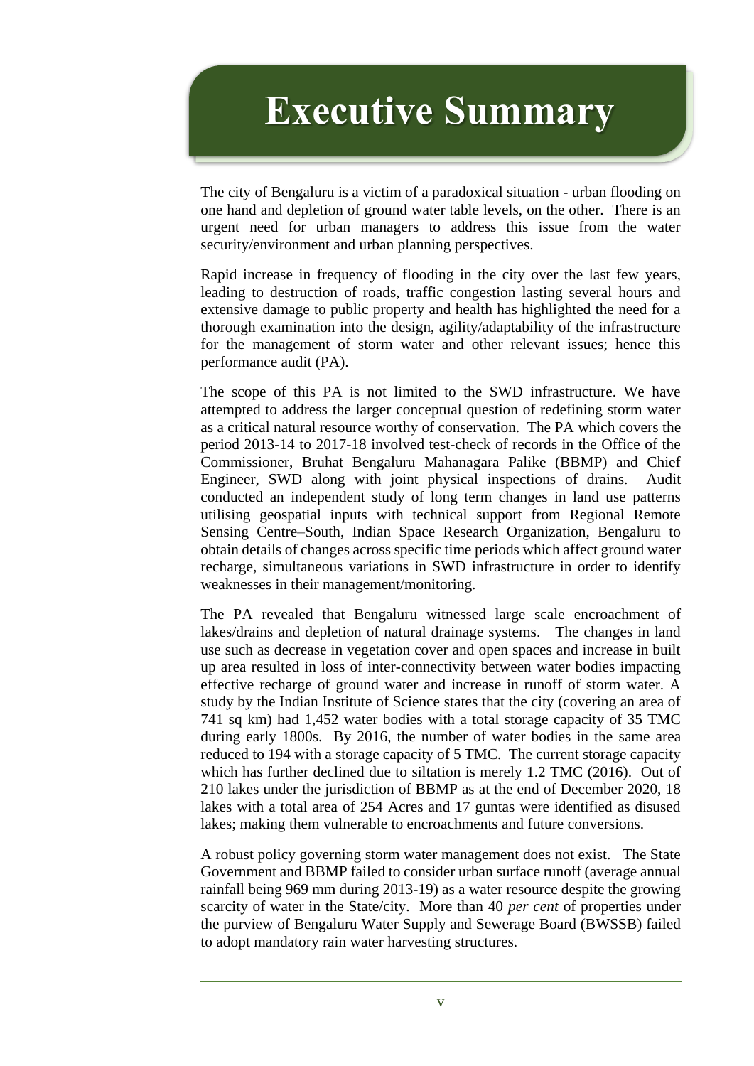# Executive Summary

The city of Bengaluru is a victim of a paradoxical situation - urban flooding on one hand and depletion of ground water table levels, on the other. There is an urgent need for urban managers to address this issue from the water security/environment and urban planning perspectives.

Rapid increase in frequency of flooding in the city over the last few years, leading to destruction of roads, traffic congestion lasting several hours and extensive damage to public property and health has highlighted the need for a thorough examination into the design, agility/adaptability of the infrastructure for the management of storm water and other relevant issues; hence this performance audit (PA).

The scope of this PA is not limited to the SWD infrastructure. We have attempted to address the larger conceptual question of redefining storm water as a critical natural resource worthy of conservation. The PA which covers the period 2013-14 to 2017-18 involved test-check of records in the Office of the Commissioner, Bruhat Bengaluru Mahanagara Palike (BBMP) and Chief Engineer, SWD along with joint physical inspections of drains. Audit conducted an independent study of long term changes in land use patterns utilising geospatial inputs with technical support from Regional Remote Sensing Centre–South, Indian Space Research Organization, Bengaluru to obtain details of changes across specific time periods which affect ground water recharge, simultaneous variations in SWD infrastructure in order to identify weaknesses in their management/monitoring.

The PA revealed that Bengaluru witnessed large scale encroachment of lakes/drains and depletion of natural drainage systems. The changes in land use such as decrease in vegetation cover and open spaces and increase in built up area resulted in loss of inter-connectivity between water bodies impacting effective recharge of ground water and increase in runoff of storm water. A study by the Indian Institute of Science states that the city (covering an area of 741 sq km) had 1,452 water bodies with a total storage capacity of 35 TMC during early 1800s. By 2016, the number of water bodies in the same area reduced to 194 with a storage capacity of 5 TMC. The current storage capacity which has further declined due to siltation is merely 1.2 TMC (2016). Out of 210 lakes under the jurisdiction of BBMP as at the end of December 2020, 18 lakes with a total area of 254 Acres and 17 guntas were identified as disused lakes; making them vulnerable to encroachments and future conversions.

A robust policy governing storm water management does not exist. The State Government and BBMP failed to consider urban surface runoff (average annual rainfall being 969 mm during 2013-19) as a water resource despite the growing scarcity of water in the State/city. More than 40 *per cent* of properties under the purview of Bengaluru Water Supply and Sewerage Board (BWSSB) failed to adopt mandatory rain water harvesting structures.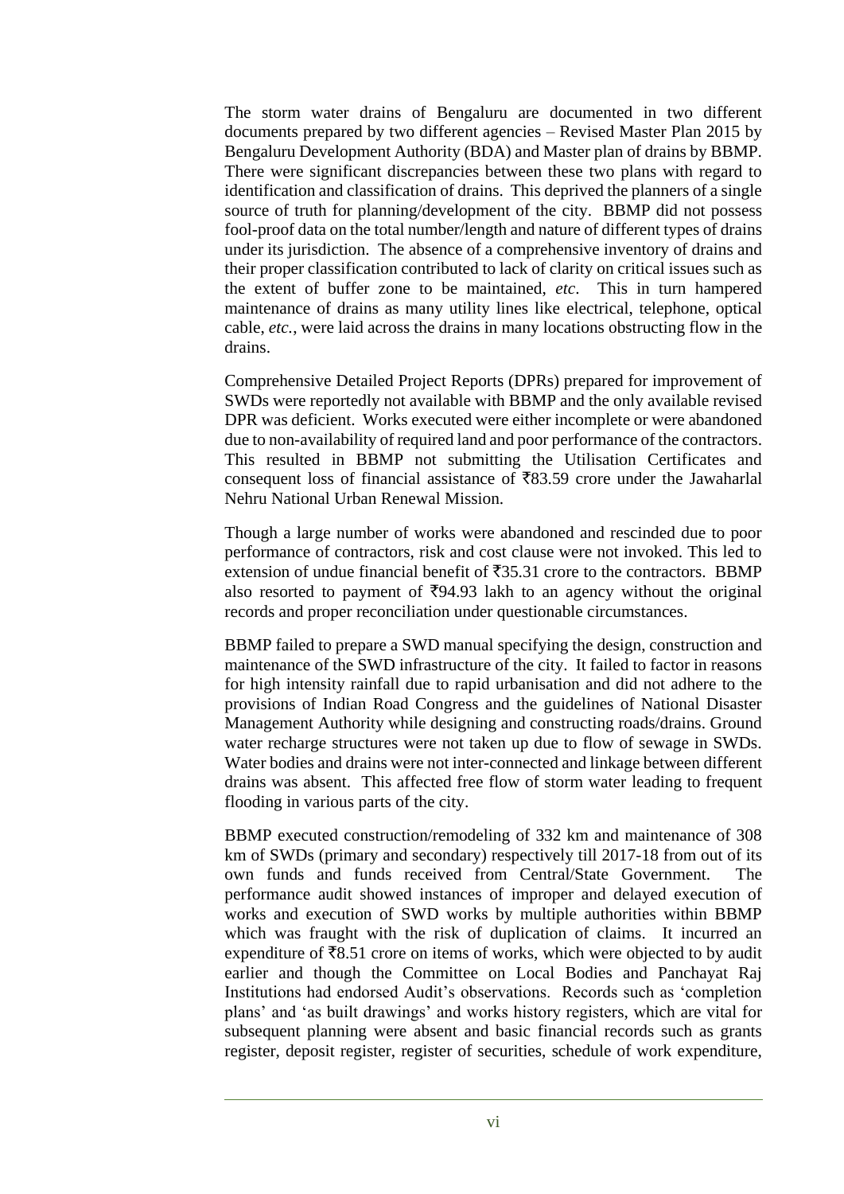The storm water drains of Bengaluru are documented in two different documents prepared by two different agencies – Revised Master Plan 2015 by Bengaluru Development Authority (BDA) and Master plan of drains by BBMP. There were significant discrepancies between these two plans with regard to identification and classification of drains. This deprived the planners of a single source of truth for planning/development of the city. BBMP did not possess fool-proof data on the total number/length and nature of different types of drains under its jurisdiction. The absence of a comprehensive inventory of drains and their proper classification contributed to lack of clarity on critical issues such as the extent of buffer zone to be maintained, *etc*. This in turn hampered maintenance of drains as many utility lines like electrical, telephone, optical cable, *etc.*, were laid across the drains in many locations obstructing flow in the drains.

Comprehensive Detailed Project Reports (DPRs) prepared for improvement of SWDs were reportedly not available with BBMP and the only available revised DPR was deficient. Works executed were either incomplete or were abandoned due to non-availability of required land and poor performance of the contractors. This resulted in BBMP not submitting the Utilisation Certificates and consequent loss of financial assistance of ₹83.59 crore under the Jawaharlal Nehru National Urban Renewal Mission.

Though a large number of works were abandoned and rescinded due to poor performance of contractors, risk and cost clause were not invoked. This led to extension of undue financial benefit of ₹35.31 crore to the contractors. BBMP also resorted to payment of ₹94.93 lakh to an agency without the original records and proper reconciliation under questionable circumstances.

BBMP failed to prepare a SWD manual specifying the design, construction and maintenance of the SWD infrastructure of the city. It failed to factor in reasons for high intensity rainfall due to rapid urbanisation and did not adhere to the provisions of Indian Road Congress and the guidelines of National Disaster Management Authority while designing and constructing roads/drains. Ground water recharge structures were not taken up due to flow of sewage in SWDs. Water bodies and drains were not inter-connected and linkage between different drains was absent. This affected free flow of storm water leading to frequent flooding in various parts of the city.

BBMP executed construction/remodeling of 332 km and maintenance of 308 km of SWDs (primary and secondary) respectively till 2017-18 from out of its own funds and funds received from Central/State Government. The performance audit showed instances of improper and delayed execution of works and execution of SWD works by multiple authorities within BBMP which was fraught with the risk of duplication of claims. It incurred an expenditure of ₹8.51 crore on items of works, which were objected to by audit earlier and though the Committee on Local Bodies and Panchayat Raj Institutions had endorsed Audit's observations. Records such as 'completion plans' and 'as built drawings' and works history registers, which are vital for subsequent planning were absent and basic financial records such as grants register, deposit register, register of securities, schedule of work expenditure,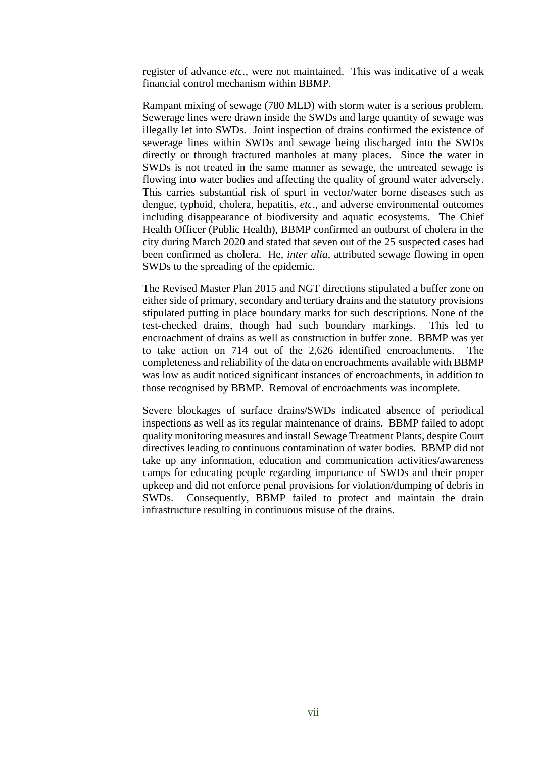register of advance *etc.*, were not maintained. This was indicative of a weak financial control mechanism within BBMP.

Rampant mixing of sewage (780 MLD) with storm water is a serious problem. Sewerage lines were drawn inside the SWDs and large quantity of sewage was illegally let into SWDs. Joint inspection of drains confirmed the existence of sewerage lines within SWDs and sewage being discharged into the SWDs directly or through fractured manholes at many places. Since the water in SWDs is not treated in the same manner as sewage, the untreated sewage is flowing into water bodies and affecting the quality of ground water adversely. This carries substantial risk of spurt in vector/water borne diseases such as dengue, typhoid, cholera, hepatitis, *etc*., and adverse environmental outcomes including disappearance of biodiversity and aquatic ecosystems. The Chief Health Officer (Public Health), BBMP confirmed an outburst of cholera in the city during March 2020 and stated that seven out of the 25 suspected cases had been confirmed as cholera. He, *inter alia*, attributed sewage flowing in open SWDs to the spreading of the epidemic.

The Revised Master Plan 2015 and NGT directions stipulated a buffer zone on either side of primary, secondary and tertiary drains and the statutory provisions stipulated putting in place boundary marks for such descriptions. None of the test-checked drains, though had such boundary markings. This led to encroachment of drains as well as construction in buffer zone. BBMP was yet to take action on 714 out of the 2,626 identified encroachments. The completeness and reliability of the data on encroachments available with BBMP was low as audit noticed significant instances of encroachments, in addition to those recognised by BBMP. Removal of encroachments was incomplete.

Severe blockages of surface drains/SWDs indicated absence of periodical inspections as well as its regular maintenance of drains. BBMP failed to adopt quality monitoring measures and install Sewage Treatment Plants, despite Court directives leading to continuous contamination of water bodies. BBMP did not take up any information, education and communication activities/awareness camps for educating people regarding importance of SWDs and their proper upkeep and did not enforce penal provisions for violation/dumping of debris in SWDs. Consequently, BBMP failed to protect and maintain the drain infrastructure resulting in continuous misuse of the drains.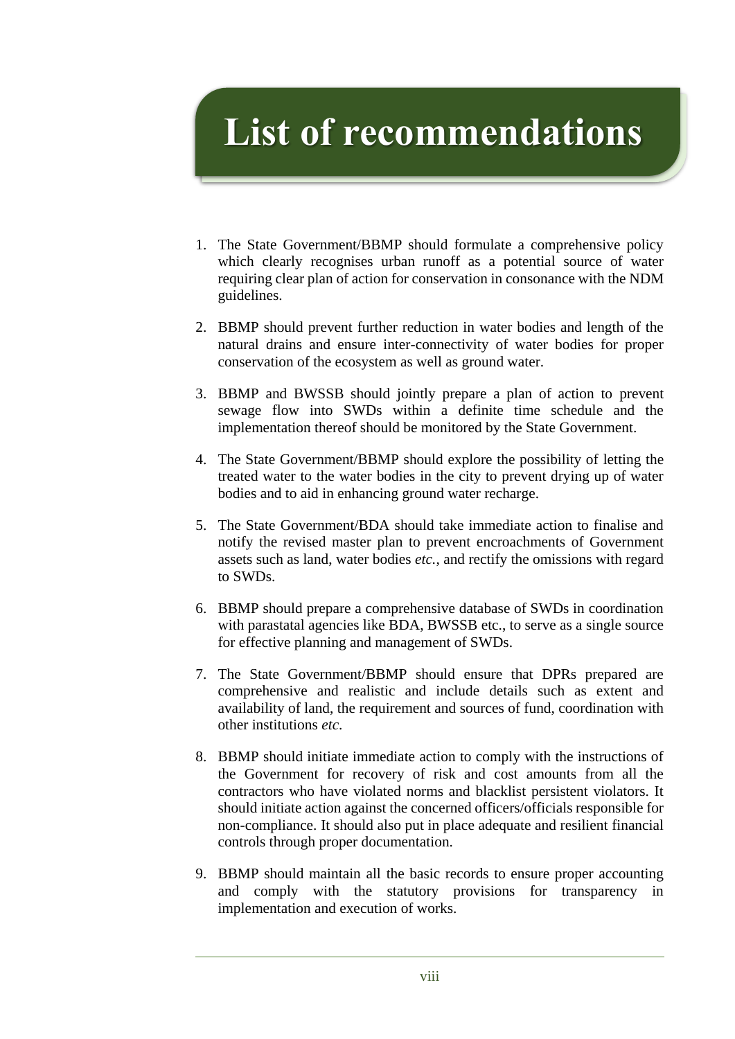# List of recommendations

1. The State Government/BBMP should formulate a comprehensive policy which clearly recognises urban runoff as a potential source of water requiring clear plan of action for conservation in consonance with the NDM guidelines.

2. BBMP should prevent further reduction in water bodies and length of the natural drains and ensure inter-connectivity of water bodies for proper conservation of the ecosystem as well as ground water.

3. BBMP and BWSSB should jointly prepare a plan of action to prevent sewage flow into SWDs within a definite time schedule and the implementation thereof should be monitored by the State Government.

4. The State Government/BBMP should explore the possibility of letting the treated water to the water bodies in the city to prevent drying up of water bodies and to aid in enhancing ground water recharge.

5. The State Government/BDA should take immediate action to finalise and notify the revised master plan to prevent encroachments of Government assets such as land, water bodies *etc.*, and rectify the omissions with regard to SWDs.

6. BBMP should prepare a comprehensive database of SWDs in coordination with parastatal agencies like BDA, BWSSB etc., to serve as a single source for effective planning and management of SWDs.

7. The State Government/BBMP should ensure that DPRs prepared are comprehensive and realistic and include details such as extent and availability of land, the requirement and sources of fund, coordination with other institutions *etc.*

8. BBMP should initiate immediate action to comply with the instructions of the Government for recovery of risk and cost amounts from all the contractors who have violated norms and blacklist persistent violators. It should initiate action against the concerned officers/officials responsible for non-compliance. It should also put in place adequate and resilient financial controls through proper documentation.

9. BBMP should maintain all the basic records to ensure proper accounting and comply with the statutory provisions for transparency in implementation and execution of works.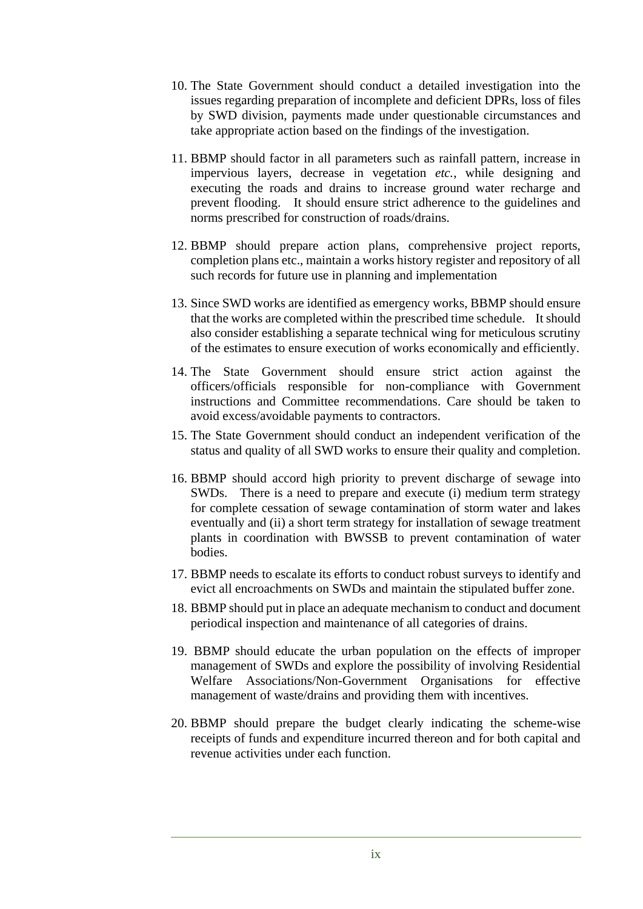10. The State Government should conduct a detailed investigation into the issues regarding preparation of incomplete and deficient DPRs, loss of files by SWD division, payments made under questionable circumstances and take appropriate action based on the findings of the investigation.

11. BBMP should factor in all parameters such as rainfall pattern, increase in impervious layers, decrease in vegetation *etc.*, while designing and executing the roads and drains to increase ground water recharge and prevent flooding. It should ensure strict adherence to the guidelines and norms prescribed for construction of roads/drains.

12. BBMP should prepare action plans, comprehensive project reports, completion plans etc., maintain a works history register and repository of all such records for future use in planning and implementation

13. Since SWD works are identified as emergency works, BBMP should ensure that the works are completed within the prescribed time schedule. It should also consider establishing a separate technical wing for meticulous scrutiny of the estimates to ensure execution of works economically and efficiently.

14. The State Government should ensure strict action against the officers/officials responsible for non-compliance with Government instructions and Committee recommendations. Care should be taken to avoid excess/avoidable payments to contractors.

15. The State Government should conduct an independent verification of the status and quality of all SWD works to ensure their quality and completion.

16. BBMP should accord high priority to prevent discharge of sewage into SWDs. There is a need to prepare and execute (i) medium term strategy for complete cessation of sewage contamination of storm water and lakes eventually and (ii) a short term strategy for installation of sewage treatment plants in coordination with BWSSB to prevent contamination of water bodies.

17. BBMP needs to escalate its efforts to conduct robust surveys to identify and evict all encroachments on SWDs and maintain the stipulated buffer zone.

18. BBMP should put in place an adequate mechanism to conduct and document periodical inspection and maintenance of all categories of drains.

19. BBMP should educate the urban population on the effects of improper management of SWDs and explore the possibility of involving Residential Welfare Associations/Non-Government Organisations for effective management of waste/drains and providing them with incentives.

20. BBMP should prepare the budget clearly indicating the scheme-wise receipts of funds and expenditure incurred thereon and for both capital and revenue activities under each function.